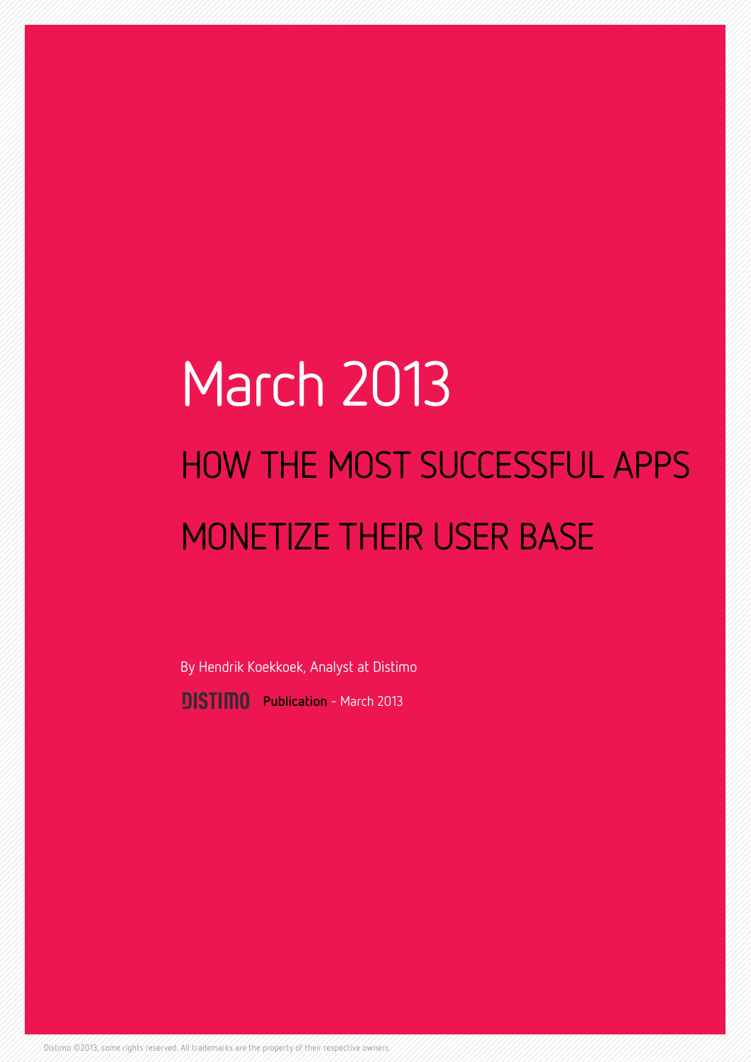# March 2013

## HOW THE MOST SUCCESSFUL APPS MONETIZE THEIR USER BASE

By Hendrik Koekkoek, Analyst at Distimo

DISTIMO **Publication** - March 2013

Distimo ©2013, some rights reserved. All trademarks are the property of their respective owners.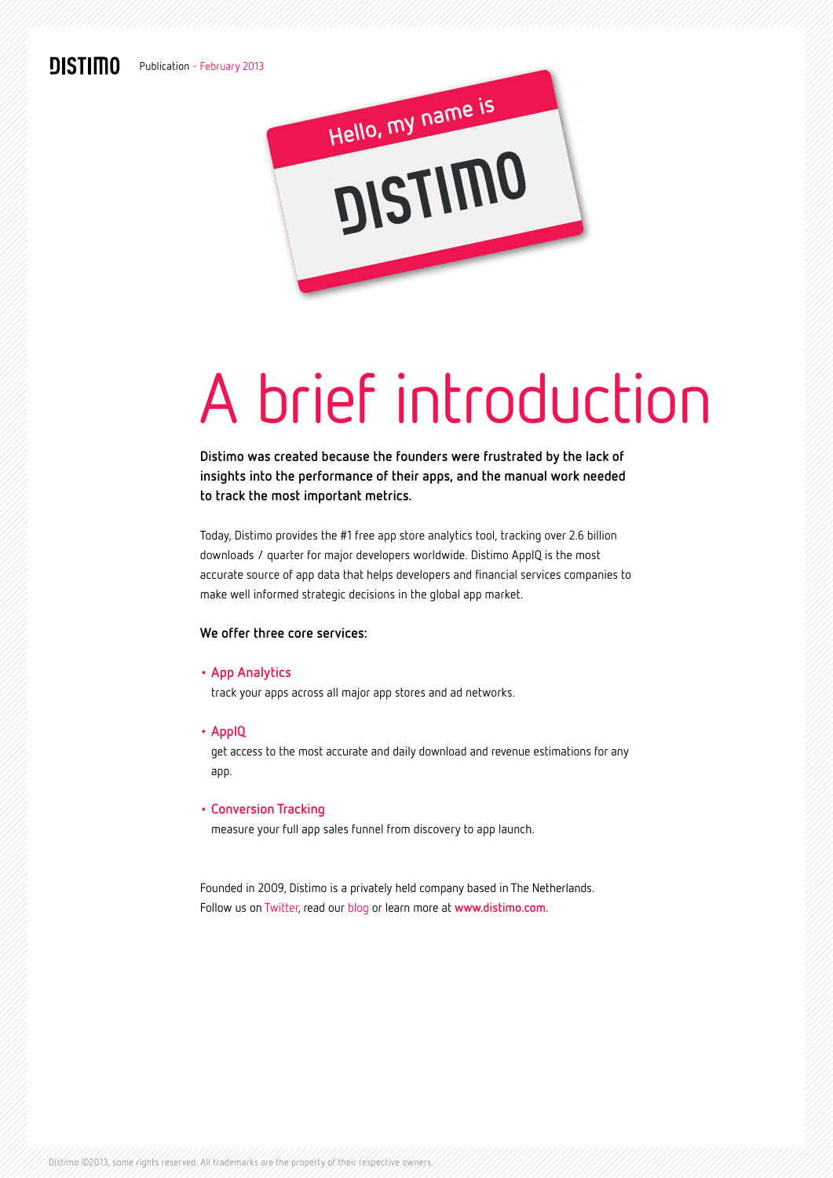Hello, my name is

DISTIMO

# A brief introduction

**Distimo was created because the founders were frustrated by the lack of insights into the performance of their apps, and the manual work needed to track the most important metrics.**

Today, Distimo provides the #1 free app store analytics tool, tracking over 2.6 billion downloads / quarter for major developers worldwide. Distimo AppIQ is the most accurate source of app data that helps developers and financial services companies to make well informed strategic decisions in the global app market.

**We offer three core services:**

- **App Analytics**
  track your apps across all major app stores and ad networks.
- **AppIQ**
  get access to the most accurate and daily download and revenue estimations for any app.
- **Conversion Tracking**
  measure your full app sales funnel from discovery to app launch.

Founded in 2009, Distimo is a privately held company based in The Netherlands.
Follow us on Twitter, read our blog or learn more at **www.distimo.com.**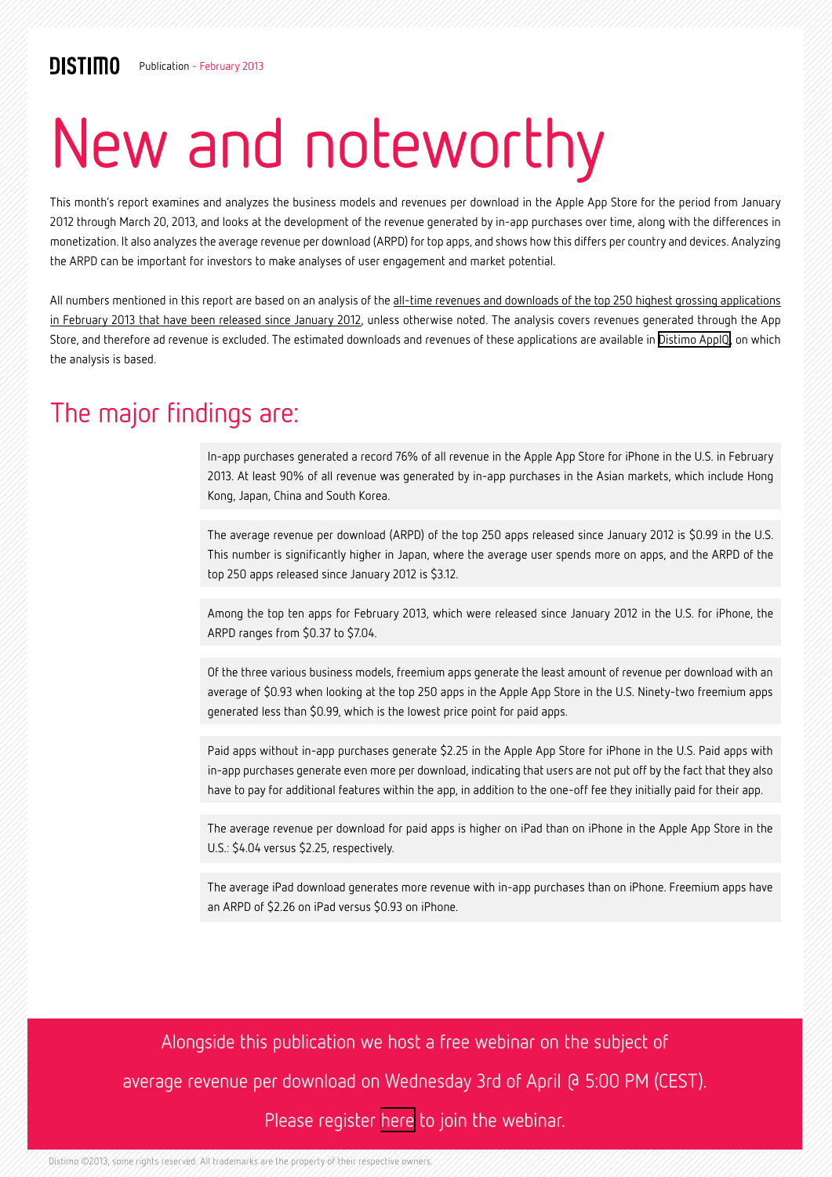DISTIMO Publication - February 2013

# New and noteworthy

This month's report examines and analyzes the business models and revenues per download in the Apple App Store for the period from January 2012 through March 20, 2013, and looks at the development of the revenue generated by in-app purchases over time, along with the differences in monetization. It also analyzes the average revenue per download (ARPD) for top apps, and shows how this differs per country and devices. Analyzing the ARPD can be important for investors to make analyses of user engagement and market potential.

All numbers mentioned in this report are based on an analysis of the all-time revenues and downloads of the top 250 highest grossing applications in February 2013 that have been released since January 2012, unless otherwise noted. The analysis covers revenues generated through the App Store, and therefore ad revenue is excluded. The estimated downloads and revenues of these applications are available in Distimo AppIQ, on which the analysis is based.

## The major findings are:

In-app purchases generated a record 76% of all revenue in the Apple App Store for iPhone in the U.S. in February 2013. At least 90% of all revenue was generated by in-app purchases in the Asian markets, which include Hong Kong, Japan, China and South Korea.

The average revenue per download (ARPD) of the top 250 apps released since January 2012 is $0.99 in the U.S. This number is significantly higher in Japan, where the average user spends more on apps, and the ARPD of the top 250 apps released since January 2012 is $3.12.

Among the top ten apps for February 2013, which were released since January 2012 in the U.S. for iPhone, the ARPD ranges from $0.37 to $7.04.

Of the three various business models, freemium apps generate the least amount of revenue per download with an average of $0.93 when looking at the top 250 apps in the Apple App Store in the U.S. Ninety-two freemium apps generated less than $0.99, which is the lowest price point for paid apps.

Paid apps without in-app purchases generate $2.25 in the Apple App Store for iPhone in the U.S. Paid apps with in-app purchases generate even more per download, indicating that users are not put off by the fact that they also have to pay for additional features within the app, in addition to the one-off fee they initially paid for their app.

The average revenue per download for paid apps is higher on iPad than on iPhone in the Apple App Store in the U.S.: $4.04 versus $2.25, respectively.

The average iPad download generates more revenue with in-app purchases than on iPhone. Freemium apps have an ARPD of $2.26 on iPad versus $0.93 on iPhone.

Alongside this publication we host a free webinar on the subject of average revenue per download on Wednesday 3rd of April @ 5:00 PM (CEST). Please register here to join the webinar.

Distimo ©2013, some rights reserved. All trademarks are the property of their respective owners.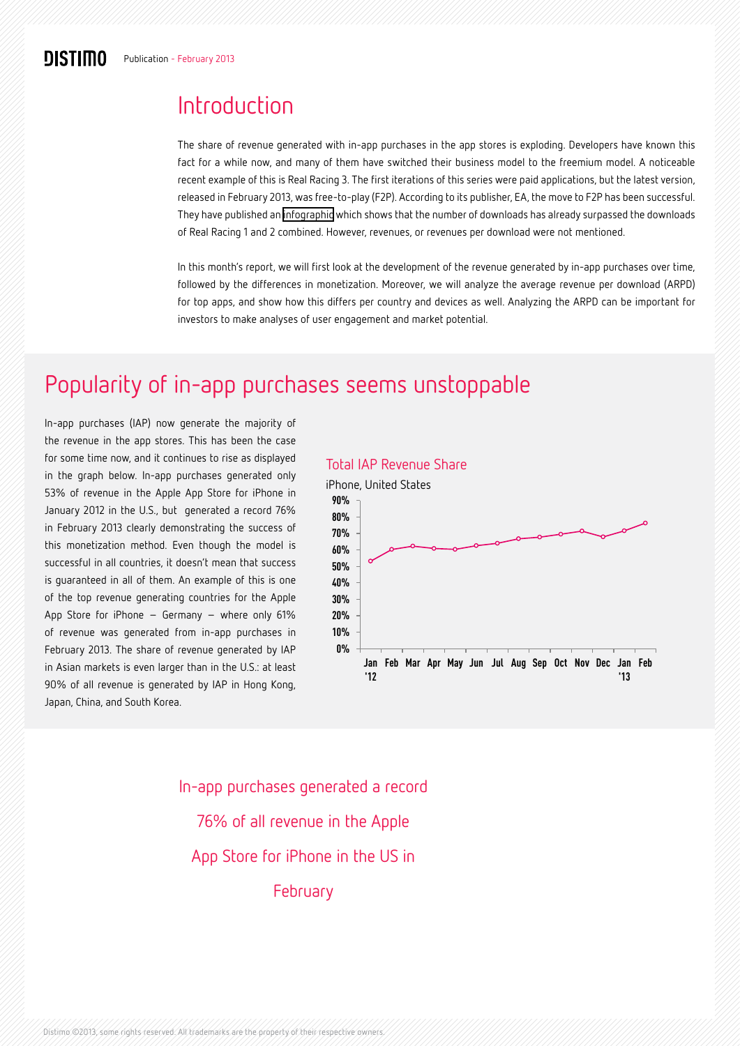## Introduction

The share of revenue generated with in-app purchases in the app stores is exploding. Developers have known this fact for a while now, and many of them have switched their business model to the freemium model. A noticeable recent example of this is Real Racing 3. The first iterations of this series were paid applications, but the latest version, released in February 2013, was free-to-play (F2P). According to its publisher, EA, the move to F2P has been successful. They have published an infographic which shows that the number of downloads has already surpassed the downloads of Real Racing 1 and 2 combined. However, revenues, or revenues per download were not mentioned.

In this month's report, we will first look at the development of the revenue generated by in-app purchases over time, followed by the differences in monetization. Moreover, we will analyze the average revenue per download (ARPD) for top apps, and show how this differs per country and devices as well. Analyzing the ARPD can be important for investors to make analyses of user engagement and market potential.

## Popularity of in-app purchases seems unstoppable

In-app purchases (IAP) now generate the majority of the revenue in the app stores. This has been the case for some time now, and it continues to rise as displayed in the graph below. In-app purchases generated only 53% of revenue in the Apple App Store for iPhone in January 2012 in the U.S., but generated a record 76% in February 2013 clearly demonstrating the success of this monetization method. Even though the model is successful in all countries, it doesn't mean that success is guaranteed in all of them. An example of this is one of the top revenue generating countries for the Apple App Store for iPhone – Germany – where only 61% of revenue was generated from in-app purchases in February 2013. The share of revenue generated by IAP in Asian markets is even larger than in the U.S.: at least 90% of all revenue is generated by IAP in Hong Kong, Japan, China, and South Korea.

**Total IAP Revenue Share**

iPhone, United States

In-app purchases generated a record 76% of all revenue in the Apple App Store for iPhone in the US in February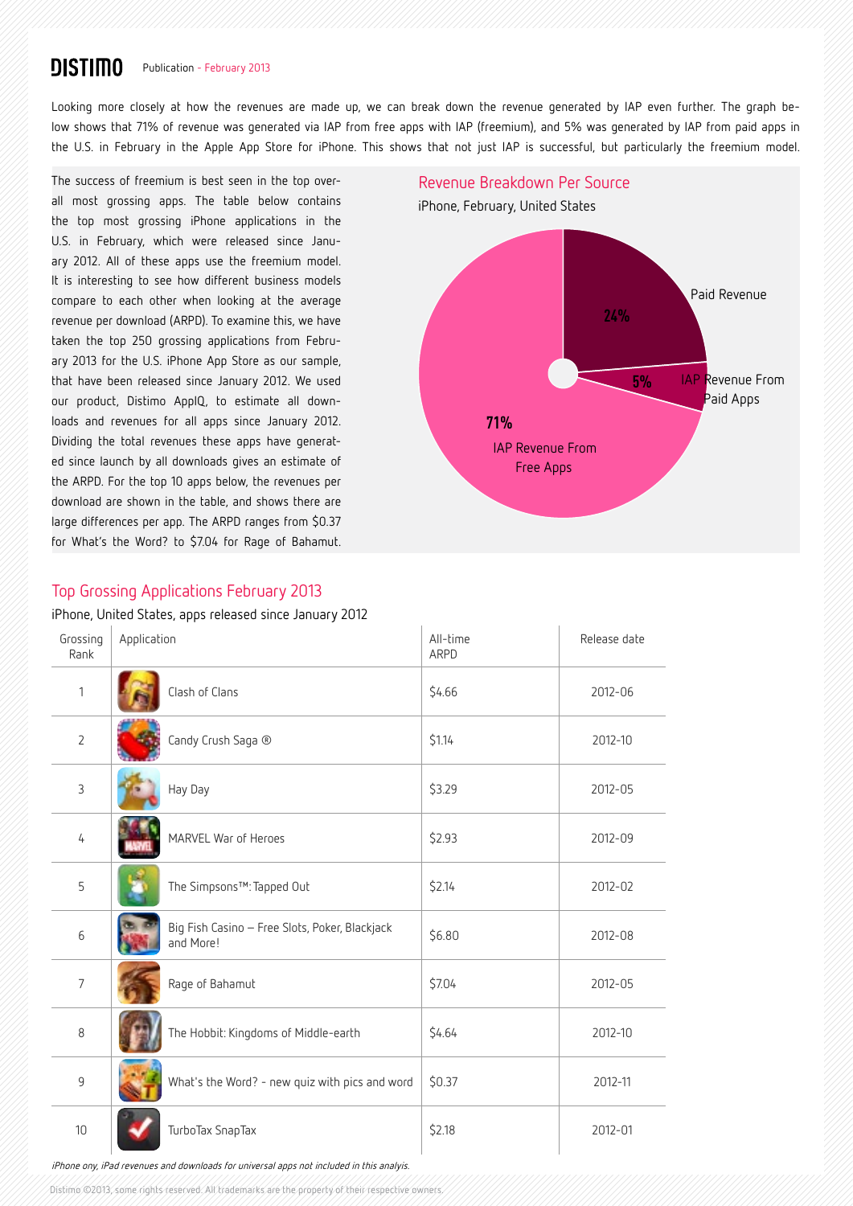Looking more closely at how the revenues are made up, we can break down the revenue generated by IAP even further. The graph below shows that 71% of revenue was generated via IAP from free apps with IAP (freemium), and 5% was generated by IAP from paid apps in the U.S. in February in the Apple App Store for iPhone. This shows that not just IAP is successful, but particularly the freemium model.

The success of freemium is best seen in the top overall most grossing apps. The table below contains the top most grossing iPhone applications in the U.S. in February, which were released since January 2012. All of these apps use the freemium model. It is interesting to see how different business models compare to each other when looking at the average revenue per download (ARPD). To examine this, we have taken the top 250 grossing applications from February 2013 for the U.S. iPhone App Store as our sample, that have been released since January 2012. We used our product, Distimo AppIQ, to estimate all downloads and revenues for all apps since January 2012. Dividing the total revenues these apps have generated since launch by all downloads gives an estimate of the ARPD. For the top 10 apps below, the revenues per download are shown in the table, and shows there are large differences per app. The ARPD ranges from $0.37 for What's the Word? to $7.04 for Rage of Bahamut.

## Revenue Breakdown Per Source

iPhone, February, United States

- Paid Revenue: 24%
- IAP Revenue From Paid Apps: 5%
- IAP Revenue From Free Apps: 71%

## Top Grossing Applications February 2013

iPhone, United States, apps released since January 2012

| Grossing Rank | Application | All-time ARPD | Release date |
|---|---|---|---|
| 1 | Clash of Clans | $4.66 | 2012-06 |
| 2 | Candy Crush Saga ® | $1.14 | 2012-10 |
| 3 | Hay Day | $3.29 | 2012-05 |
| 4 | MARVEL War of Heroes | $2.93 | 2012-09 |
| 5 | The Simpsons™: Tapped Out | $2.14 | 2012-02 |
| 6 | Big Fish Casino – Free Slots, Poker, Blackjack and More! | $6.80 | 2012-08 |
| 7 | Rage of Bahamut | $7.04 | 2012-05 |
| 8 | The Hobbit: Kingdoms of Middle-earth | $4.64 | 2012-10 |
| 9 | What's the Word? - new quiz with pics and word | $0.37 | 2012-11 |
| 10 | TurboTax SnapTax | $2.18 | 2012-01 |

*iPhone ony, iPad revenues and downloads for universal apps not included in this analyis.*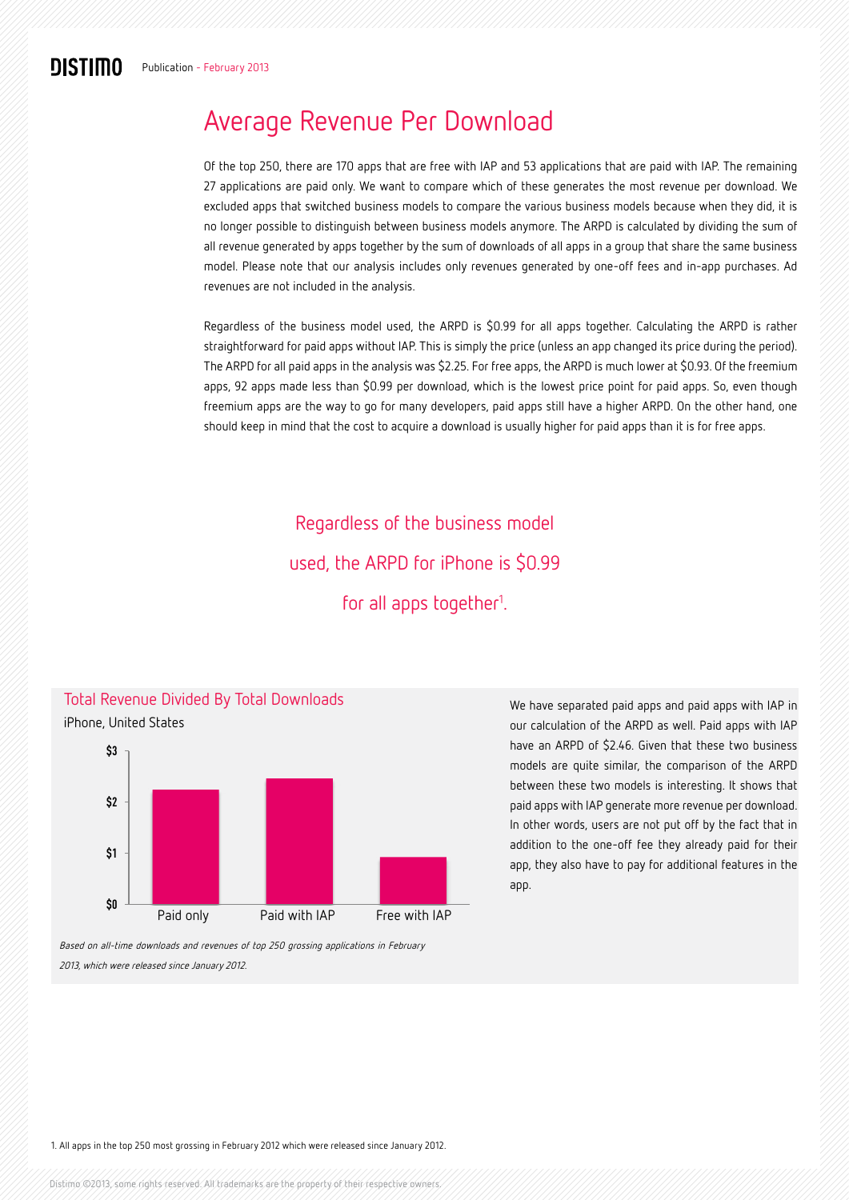# Average Revenue Per Download

Of the top 250, there are 170 apps that are free with IAP and 53 applications that are paid with IAP. The remaining 27 applications are paid only. We want to compare which of these generates the most revenue per download. We excluded apps that switched business models to compare the various business models because when they did, it is no longer possible to distinguish between business models anymore. The ARPD is calculated by dividing the sum of all revenue generated by apps together by the sum of downloads of all apps in a group that share the same business model. Please note that our analysis includes only revenues generated by one-off fees and in-app purchases. Ad revenues are not included in the analysis.

Regardless of the business model used, the ARPD is $0.99 for all apps together. Calculating the ARPD is rather straightforward for paid apps without IAP. This is simply the price (unless an app changed its price during the period). The ARPD for all paid apps in the analysis was $2.25. For free apps, the ARPD is much lower at $0.93. Of the freemium apps, 92 apps made less than $0.99 per download, which is the lowest price point for paid apps. So, even though freemium apps are the way to go for many developers, paid apps still have a higher ARPD. On the other hand, one should keep in mind that the cost to acquire a download is usually higher for paid apps than it is for free apps.

> Regardless of the business model used, the ARPD for iPhone is $0.99 for all apps together[1].

**Total Revenue Divided By Total Downloads**

iPhone, United States

| Business model | ARPD |
|---|---|
| Paid only | $2.25 |
| Paid with IAP | $2.46 |
| Free with IAP | $0.93 |

*Based on all-time downloads and revenues of top 250 grossing applications in February 2013, which were released since January 2012.*

We have separated paid apps and paid apps with IAP in our calculation of the ARPD as well. Paid apps with IAP have an ARPD of $2.46. Given that these two business models are quite similar, the comparison of the ARPD between these two models is interesting. It shows that paid apps with IAP generate more revenue per download. In other words, users are not put off by the fact that in addition to the one-off fee they already paid for their app, they also have to pay for additional features in the app.

1. All apps in the top 250 most grossing in February 2012 which were released since January 2012.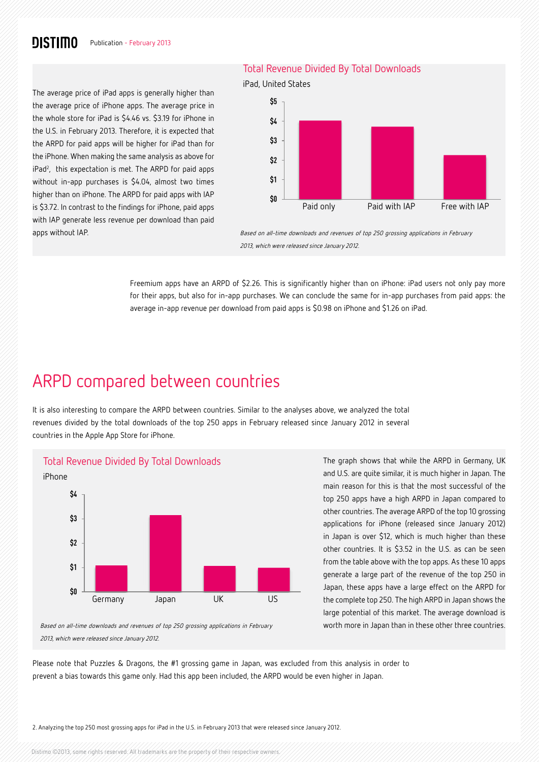The average price of iPad apps is generally higher than the average price of iPhone apps. The average price in the whole store for iPad is $4.46 vs. $3.19 for iPhone in the U.S. in February 2013. Therefore, it is expected that the ARPD for paid apps will be higher for iPad than for the iPhone. When making the same analysis as above for iPad[2], this expectation is met. The ARPD for paid apps without in-app purchases is $4.04, almost two times higher than on iPhone. The ARPD for paid apps with IAP is $3.72. In contrast to the findings for iPhone, paid apps with IAP generate less revenue per download than paid apps without IAP.

### Total Revenue Divided By Total Downloads

iPad, United States

*Based on all-time downloads and revenues of top 250 grossing applications in February 2013, which were released since January 2012.*

Freemium apps have an ARPD of $2.26. This is significantly higher than on iPhone: iPad users not only pay more for their apps, but also for in-app purchases. We can conclude the same for in-app purchases from paid apps: the average in-app revenue per download from paid apps is $0.98 on iPhone and $1.26 on iPad.

# ARPD compared between countries

It is also interesting to compare the ARPD between countries. Similar to the analyses above, we analyzed the total revenues divided by the total downloads of the top 250 apps in February released since January 2012 in several countries in the Apple App Store for iPhone.

### Total Revenue Divided By Total Downloads

iPhone

*Based on all-time downloads and revenues of top 250 grossing applications in February 2013, which were released since January 2012.*

The graph shows that while the ARPD in Germany, UK and U.S. are quite similar, it is much higher in Japan. The main reason for this is that the most successful of the top 250 apps have a high ARPD in Japan compared to other countries. The average ARPD of the top 10 grossing applications for iPhone (released since January 2012) in Japan is over $12, which is much higher than these other countries. It is $3.52 in the U.S. as can be seen from the table above with the top apps. As these 10 apps generate a large part of the revenue of the top 250 in Japan, these apps have a large effect on the ARPD for the complete top 250. The high ARPD in Japan shows the large potential of this market. The average download is worth more in Japan than in these other three countries.

Please note that Puzzles & Dragons, the #1 grossing game in Japan, was excluded from this analysis in order to prevent a bias towards this game only. Had this app been included, the ARPD would be even higher in Japan.

2. Analyzing the top 250 most grossing apps for iPad in the U.S. in February 2013 that were released since January 2012.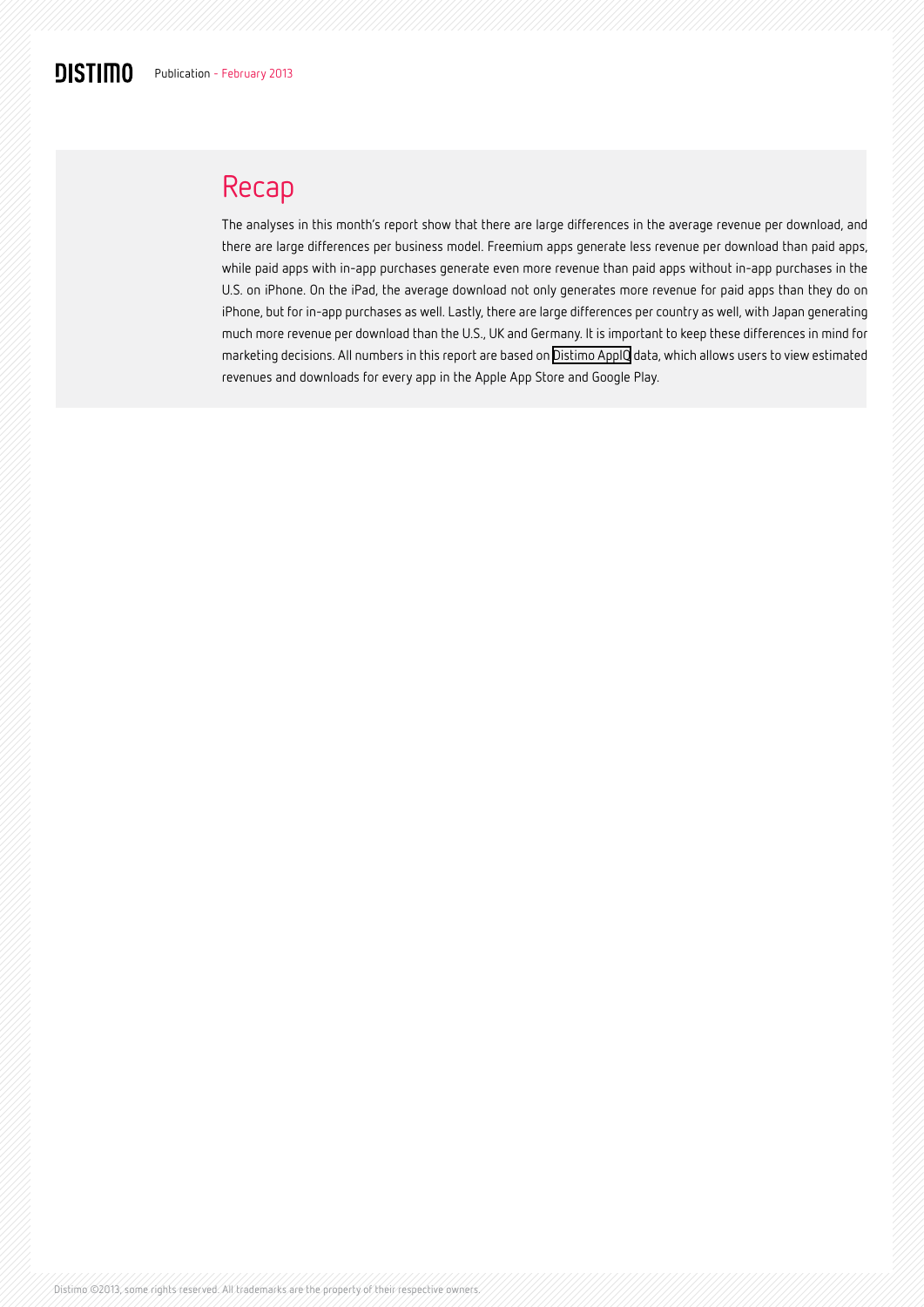## Recap

The analyses in this month's report show that there are large differences in the average revenue per download, and there are large differences per business model. Freemium apps generate less revenue per download than paid apps, while paid apps with in-app purchases generate even more revenue than paid apps without in-app purchases in the U.S. on iPhone. On the iPad, the average download not only generates more revenue for paid apps than they do on iPhone, but for in-app purchases as well. Lastly, there are large differences per country as well, with Japan generating much more revenue per download than the U.S., UK and Germany. It is important to keep these differences in mind for marketing decisions. All numbers in this report are based on Distimo AppIQ data, which allows users to view estimated revenues and downloads for every app in the Apple App Store and Google Play.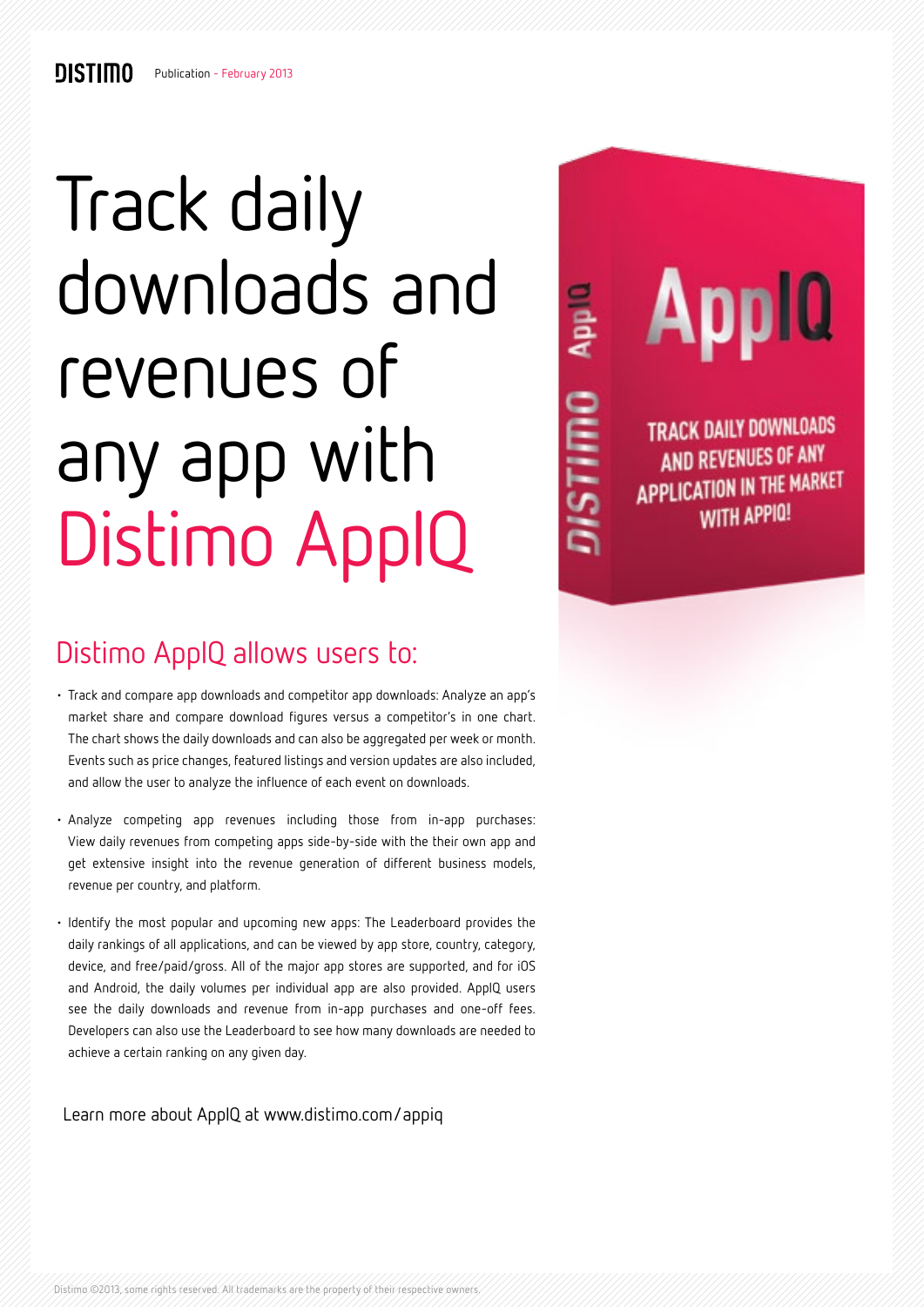# Track daily downloads and revenues of any app with Distimo AppIQ

## Distimo AppIQ allows users to:

- Track and compare app downloads and competitor app downloads: Analyze an app's market share and compare download figures versus a competitor's in one chart. The chart shows the daily downloads and can also be aggregated per week or month. Events such as price changes, featured listings and version updates are also included, and allow the user to analyze the influence of each event on downloads.
- Analyze competing app revenues including those from in-app purchases: View daily revenues from competing apps side-by-side with the their own app and get extensive insight into the revenue generation of different business models, revenue per country, and platform.
- Identify the most popular and upcoming new apps: The Leaderboard provides the daily rankings of all applications, and can be viewed by app store, country, category, device, and free/paid/gross. All of the major app stores are supported, and for iOS and Android, the daily volumes per individual app are also provided. AppIQ users see the daily downloads and revenue from in-app purchases and one-off fees. Developers can also use the Leaderboard to see how many downloads are needed to achieve a certain ranking on any given day.

Learn more about AppIQ at www.distimo.com/appiq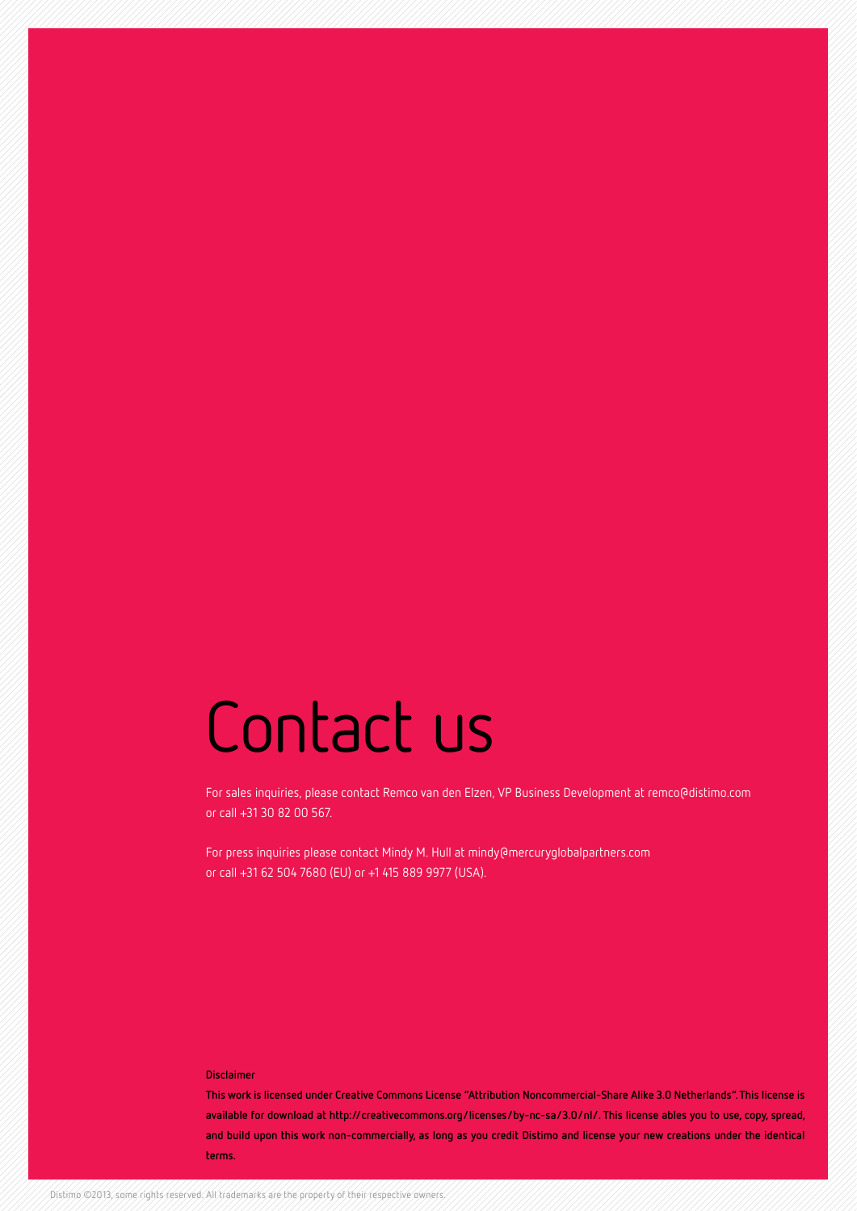# Contact us

For sales inquiries, please contact Remco van den Elzen, VP Business Development at remco@distimo.com or call +31 30 82 00 567.

For press inquiries please contact Mindy M. Hull at mindy@mercuryglobalpartners.com or call +31 62 504 7680 (EU) or +1 415 889 9977 (USA).

**Disclaimer**

**This work is licensed under Creative Commons License "Attribution Noncommercial-Share Alike 3.0 Netherlands". This license is available for download at http://creativecommons.org/licenses/by-nc-sa/3.0/nl/. This license ables you to use, copy, spread, and build upon this work non-commercially, as long as you credit Distimo and license your new creations under the identical terms.**

Distimo ©2013, some rights reserved. All trademarks are the property of their respective owners.